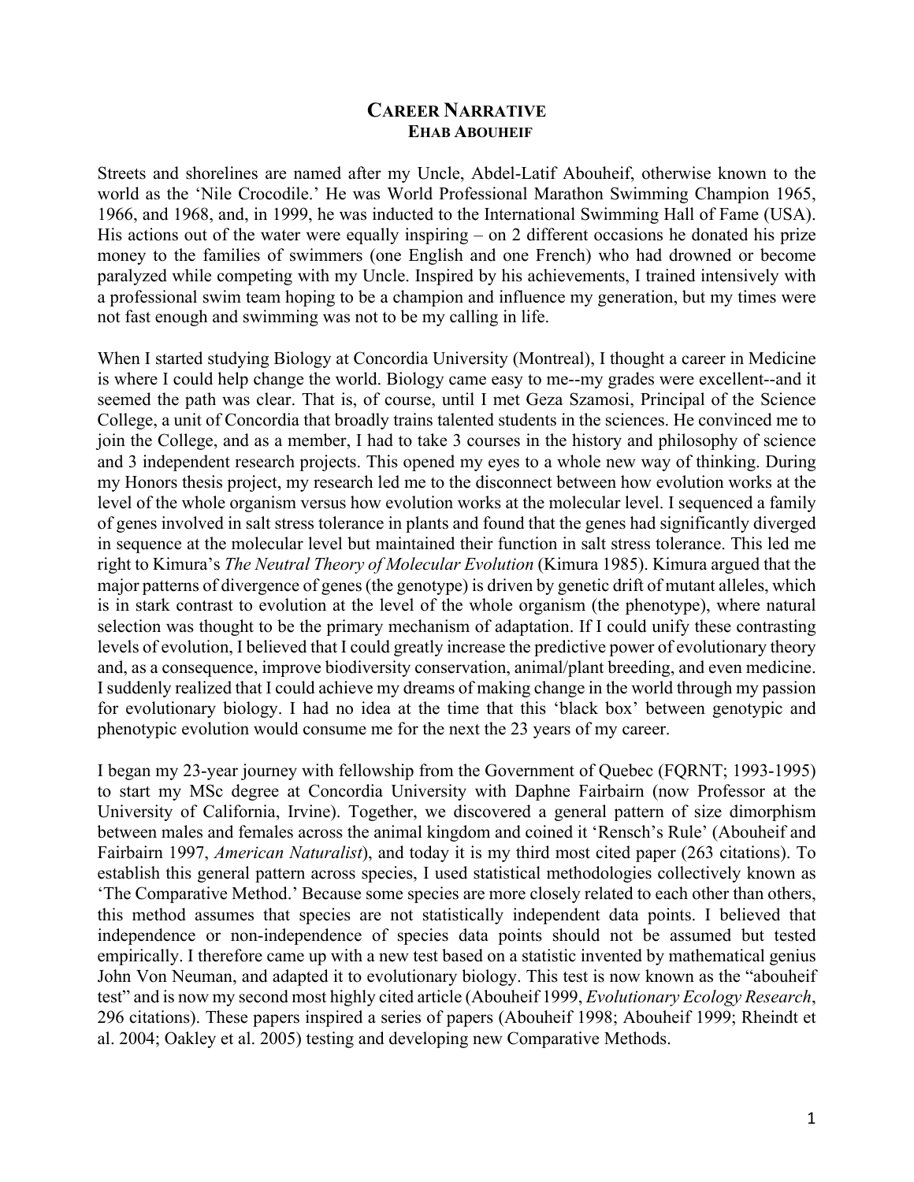# CAREER NARRATIVE

## EHAB ABOUHEIF

Streets and shorelines are named after my Uncle, Abdel-Latif Abouheif, otherwise known to the world as the 'Nile Crocodile.' He was World Professional Marathon Swimming Champion 1965, 1966, and 1968, and, in 1999, he was inducted to the International Swimming Hall of Fame (USA). His actions out of the water were equally inspiring – on 2 different occasions he donated his prize money to the families of swimmers (one English and one French) who had drowned or become paralyzed while competing with my Uncle. Inspired by his achievements, I trained intensively with a professional swim team hoping to be a champion and influence my generation, but my times were not fast enough and swimming was not to be my calling in life.

When I started studying Biology at Concordia University (Montreal), I thought a career in Medicine is where I could help change the world. Biology came easy to me--my grades were excellent--and it seemed the path was clear. That is, of course, until I met Geza Szamosi, Principal of the Science College, a unit of Concordia that broadly trains talented students in the sciences. He convinced me to join the College, and as a member, I had to take 3 courses in the history and philosophy of science and 3 independent research projects. This opened my eyes to a whole new way of thinking. During my Honors thesis project, my research led me to the disconnect between how evolution works at the level of the whole organism versus how evolution works at the molecular level. I sequenced a family of genes involved in salt stress tolerance in plants and found that the genes had significantly diverged in sequence at the molecular level but maintained their function in salt stress tolerance. This led me right to Kimura's *The Neutral Theory of Molecular Evolution* (Kimura 1985). Kimura argued that the major patterns of divergence of genes (the genotype) is driven by genetic drift of mutant alleles, which is in stark contrast to evolution at the level of the whole organism (the phenotype), where natural selection was thought to be the primary mechanism of adaptation. If I could unify these contrasting levels of evolution, I believed that I could greatly increase the predictive power of evolutionary theory and, as a consequence, improve biodiversity conservation, animal/plant breeding, and even medicine. I suddenly realized that I could achieve my dreams of making change in the world through my passion for evolutionary biology. I had no idea at the time that this 'black box' between genotypic and phenotypic evolution would consume me for the next the 23 years of my career.

I began my 23-year journey with fellowship from the Government of Quebec (FQRNT; 1993-1995) to start my MSc degree at Concordia University with Daphne Fairbairn (now Professor at the University of California, Irvine). Together, we discovered a general pattern of size dimorphism between males and females across the animal kingdom and coined it 'Rensch's Rule' (Abouheif and Fairbairn 1997, *American Naturalist*), and today it is my third most cited paper (263 citations). To establish this general pattern across species, I used statistical methodologies collectively known as 'The Comparative Method.' Because some species are more closely related to each other than others, this method assumes that species are not statistically independent data points. I believed that independence or non-independence of species data points should not be assumed but tested empirically. I therefore came up with a new test based on a statistic invented by mathematical genius John Von Neuman, and adapted it to evolutionary biology. This test is now known as the "abouheif test" and is now my second most highly cited article (Abouheif 1999, *Evolutionary Ecology Research*, 296 citations). These papers inspired a series of papers (Abouheif 1998; Abouheif 1999; Rheindt et al. 2004; Oakley et al. 2005) testing and developing new Comparative Methods.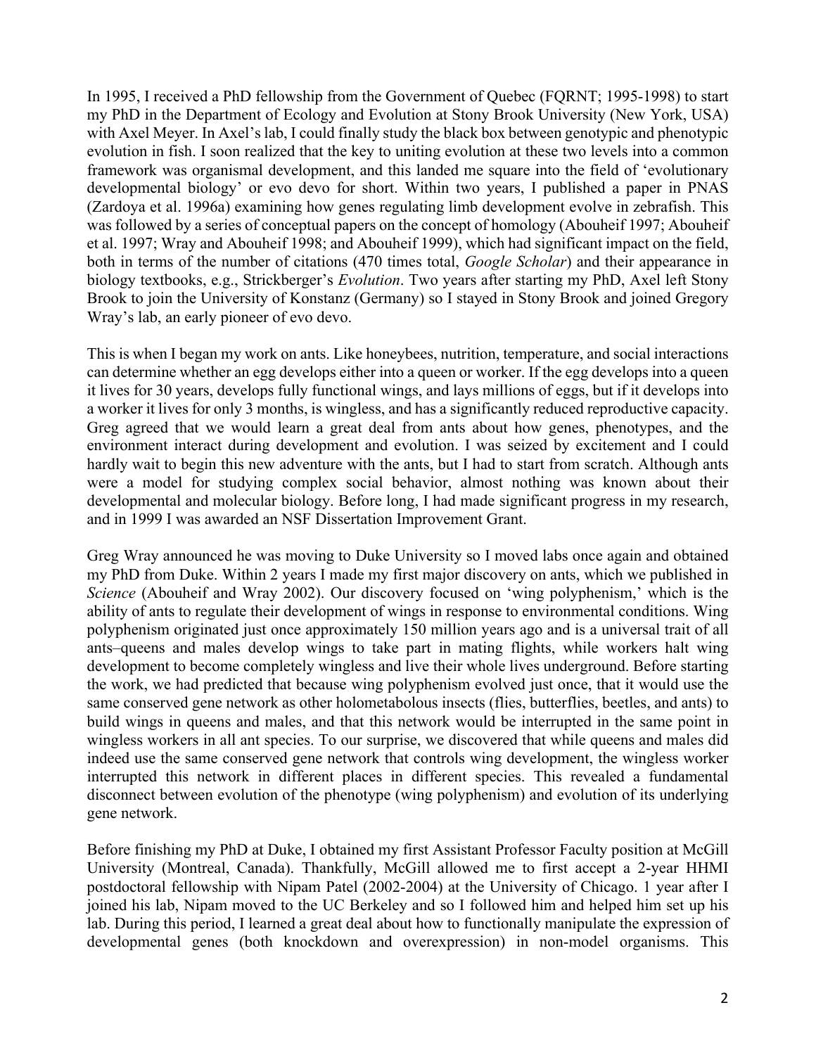In 1995, I received a PhD fellowship from the Government of Quebec (FQRNT; 1995-1998) to start my PhD in the Department of Ecology and Evolution at Stony Brook University (New York, USA) with Axel Meyer. In Axel's lab, I could finally study the black box between genotypic and phenotypic evolution in fish. I soon realized that the key to uniting evolution at these two levels into a common framework was organismal development, and this landed me square into the field of 'evolutionary developmental biology' or evo devo for short. Within two years, I published a paper in PNAS (Zardoya et al. 1996a) examining how genes regulating limb development evolve in zebrafish. This was followed by a series of conceptual papers on the concept of homology (Abouheif 1997; Abouheif et al. 1997; Wray and Abouheif 1998; and Abouheif 1999), which had significant impact on the field, both in terms of the number of citations (470 times total, *Google Scholar*) and their appearance in biology textbooks, e.g., Strickberger's *Evolution*. Two years after starting my PhD, Axel left Stony Brook to join the University of Konstanz (Germany) so I stayed in Stony Brook and joined Gregory Wray's lab, an early pioneer of evo devo.

This is when I began my work on ants. Like honeybees, nutrition, temperature, and social interactions can determine whether an egg develops either into a queen or worker. If the egg develops into a queen it lives for 30 years, develops fully functional wings, and lays millions of eggs, but if it develops into a worker it lives for only 3 months, is wingless, and has a significantly reduced reproductive capacity. Greg agreed that we would learn a great deal from ants about how genes, phenotypes, and the environment interact during development and evolution. I was seized by excitement and I could hardly wait to begin this new adventure with the ants, but I had to start from scratch. Although ants were a model for studying complex social behavior, almost nothing was known about their developmental and molecular biology. Before long, I had made significant progress in my research, and in 1999 I was awarded an NSF Dissertation Improvement Grant.

Greg Wray announced he was moving to Duke University so I moved labs once again and obtained my PhD from Duke. Within 2 years I made my first major discovery on ants, which we published in *Science* (Abouheif and Wray 2002). Our discovery focused on 'wing polyphenism,' which is the ability of ants to regulate their development of wings in response to environmental conditions. Wing polyphenism originated just once approximately 150 million years ago and is a universal trait of all ants–queens and males develop wings to take part in mating flights, while workers halt wing development to become completely wingless and live their whole lives underground. Before starting the work, we had predicted that because wing polyphenism evolved just once, that it would use the same conserved gene network as other holometabolous insects (flies, butterflies, beetles, and ants) to build wings in queens and males, and that this network would be interrupted in the same point in wingless workers in all ant species. To our surprise, we discovered that while queens and males did indeed use the same conserved gene network that controls wing development, the wingless worker interrupted this network in different places in different species. This revealed a fundamental disconnect between evolution of the phenotype (wing polyphenism) and evolution of its underlying gene network.

Before finishing my PhD at Duke, I obtained my first Assistant Professor Faculty position at McGill University (Montreal, Canada). Thankfully, McGill allowed me to first accept a 2-year HHMI postdoctoral fellowship with Nipam Patel (2002-2004) at the University of Chicago. 1 year after I joined his lab, Nipam moved to the UC Berkeley and so I followed him and helped him set up his lab. During this period, I learned a great deal about how to functionally manipulate the expression of developmental genes (both knockdown and overexpression) in non-model organisms. This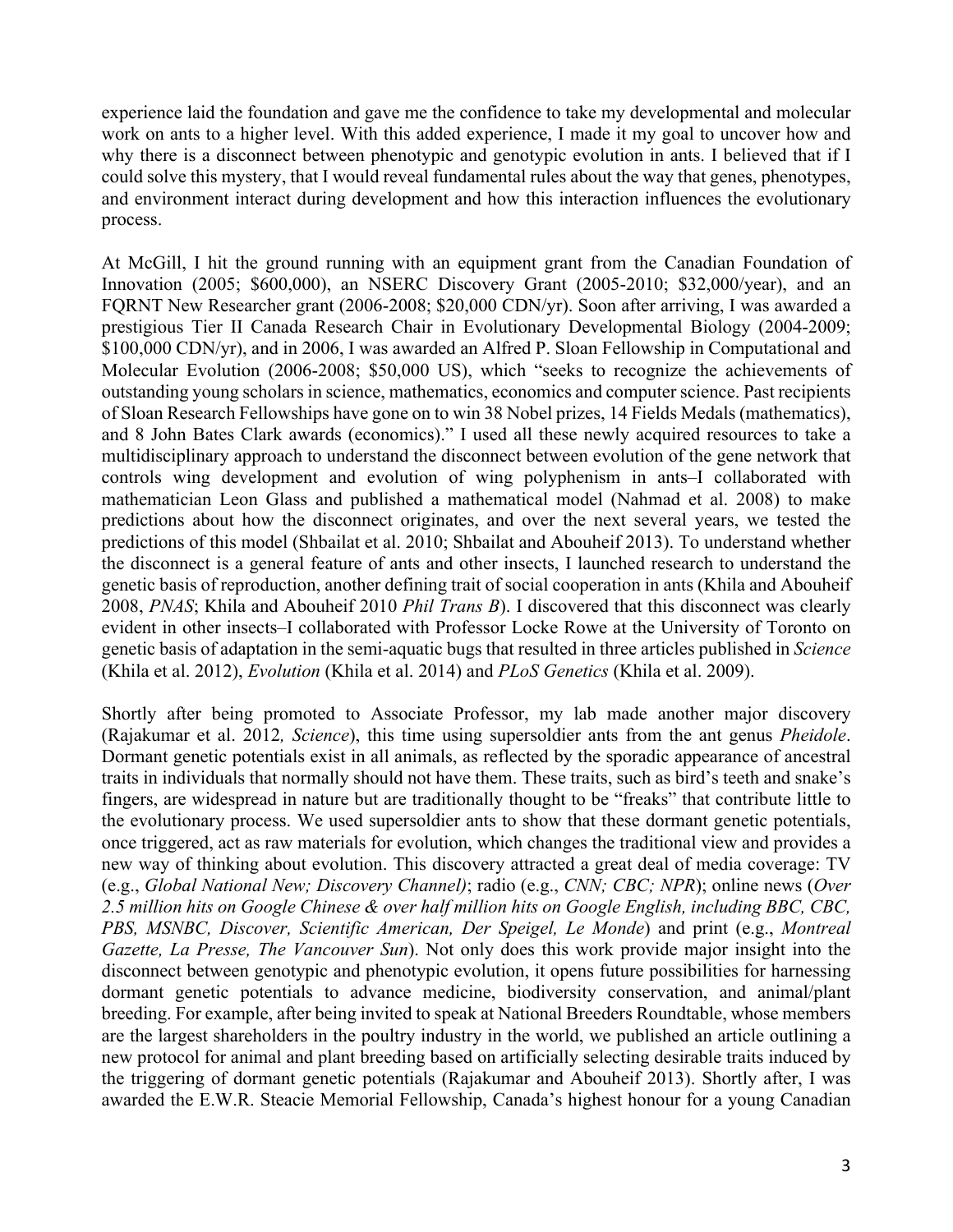experience laid the foundation and gave me the confidence to take my developmental and molecular work on ants to a higher level. With this added experience, I made it my goal to uncover how and why there is a disconnect between phenotypic and genotypic evolution in ants. I believed that if I could solve this mystery, that I would reveal fundamental rules about the way that genes, phenotypes, and environment interact during development and how this interaction influences the evolutionary process.

At McGill, I hit the ground running with an equipment grant from the Canadian Foundation of Innovation (2005; $600,000), an NSERC Discovery Grant (2005-2010; $32,000/year), and an FQRNT New Researcher grant (2006-2008; $20,000 CDN/yr). Soon after arriving, I was awarded a prestigious Tier II Canada Research Chair in Evolutionary Developmental Biology (2004-2009; $100,000 CDN/yr), and in 2006, I was awarded an Alfred P. Sloan Fellowship in Computational and Molecular Evolution (2006-2008; $50,000 US), which "seeks to recognize the achievements of outstanding young scholars in science, mathematics, economics and computer science. Past recipients of Sloan Research Fellowships have gone on to win 38 Nobel prizes, 14 Fields Medals (mathematics), and 8 John Bates Clark awards (economics)." I used all these newly acquired resources to take a multidisciplinary approach to understand the disconnect between evolution of the gene network that controls wing development and evolution of wing polyphenism in ants–I collaborated with mathematician Leon Glass and published a mathematical model (Nahmad et al. 2008) to make predictions about how the disconnect originates, and over the next several years, we tested the predictions of this model (Shbailat et al. 2010; Shbailat and Abouheif 2013). To understand whether the disconnect is a general feature of ants and other insects, I launched research to understand the genetic basis of reproduction, another defining trait of social cooperation in ants (Khila and Abouheif 2008, *PNAS*; Khila and Abouheif 2010 *Phil Trans B*). I discovered that this disconnect was clearly evident in other insects–I collaborated with Professor Locke Rowe at the University of Toronto on genetic basis of adaptation in the semi-aquatic bugs that resulted in three articles published in *Science* (Khila et al. 2012), *Evolution* (Khila et al. 2014) and *PLoS Genetics* (Khila et al. 2009).

Shortly after being promoted to Associate Professor, my lab made another major discovery (Rajakumar et al. 2012*, Science*), this time using supersoldier ants from the ant genus *Pheidole*. Dormant genetic potentials exist in all animals, as reflected by the sporadic appearance of ancestral traits in individuals that normally should not have them. These traits, such as bird's teeth and snake's fingers, are widespread in nature but are traditionally thought to be "freaks" that contribute little to the evolutionary process. We used supersoldier ants to show that these dormant genetic potentials, once triggered, act as raw materials for evolution, which changes the traditional view and provides a new way of thinking about evolution. This discovery attracted a great deal of media coverage: TV (e.g., *Global National New; Discovery Channel)*; radio (e.g., *CNN; CBC; NPR*); online news (*Over 2.5 million hits on Google Chinese & over half million hits on Google English, including BBC, CBC, PBS, MSNBC, Discover, Scientific American, Der Speigel, Le Monde*) and print (e.g., *Montreal Gazette, La Presse, The Vancouver Sun*). Not only does this work provide major insight into the disconnect between genotypic and phenotypic evolution, it opens future possibilities for harnessing dormant genetic potentials to advance medicine, biodiversity conservation, and animal/plant breeding. For example, after being invited to speak at National Breeders Roundtable, whose members are the largest shareholders in the poultry industry in the world, we published an article outlining a new protocol for animal and plant breeding based on artificially selecting desirable traits induced by the triggering of dormant genetic potentials (Rajakumar and Abouheif 2013). Shortly after, I was awarded the E.W.R. Steacie Memorial Fellowship, Canada's highest honour for a young Canadian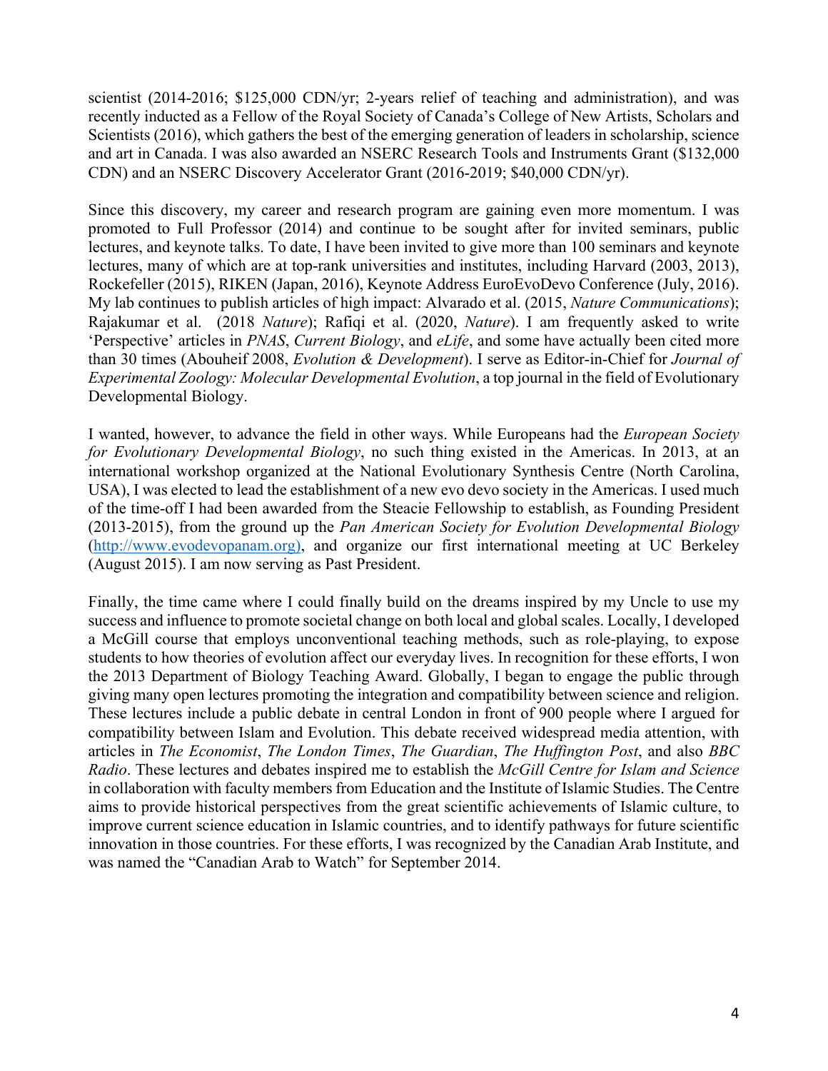scientist (2014-2016; $125,000 CDN/yr; 2-years relief of teaching and administration), and was recently inducted as a Fellow of the Royal Society of Canada's College of New Artists, Scholars and Scientists (2016), which gathers the best of the emerging generation of leaders in scholarship, science and art in Canada. I was also awarded an NSERC Research Tools and Instruments Grant ($132,000 CDN) and an NSERC Discovery Accelerator Grant (2016-2019; $40,000 CDN/yr).

Since this discovery, my career and research program are gaining even more momentum. I was promoted to Full Professor (2014) and continue to be sought after for invited seminars, public lectures, and keynote talks. To date, I have been invited to give more than 100 seminars and keynote lectures, many of which are at top-rank universities and institutes, including Harvard (2003, 2013), Rockefeller (2015), RIKEN (Japan, 2016), Keynote Address EuroEvoDevo Conference (July, 2016). My lab continues to publish articles of high impact: Alvarado et al. (2015, *Nature Communications*); Rajakumar et al. (2018 *Nature*); Rafiqi et al. (2020, *Nature*). I am frequently asked to write 'Perspective' articles in *PNAS*, *Current Biology*, and *eLife*, and some have actually been cited more than 30 times (Abouheif 2008, *Evolution & Development*). I serve as Editor-in-Chief for *Journal of Experimental Zoology: Molecular Developmental Evolution*, a top journal in the field of Evolutionary Developmental Biology.

I wanted, however, to advance the field in other ways. While Europeans had the *European Society for Evolutionary Developmental Biology*, no such thing existed in the Americas. In 2013, at an international workshop organized at the National Evolutionary Synthesis Centre (North Carolina, USA), I was elected to lead the establishment of a new evo devo society in the Americas. I used much of the time-off I had been awarded from the Steacie Fellowship to establish, as Founding President (2013-2015), from the ground up the *Pan American Society for Evolution Developmental Biology* (http://www.evodevopanam.org), and organize our first international meeting at UC Berkeley (August 2015). I am now serving as Past President.

Finally, the time came where I could finally build on the dreams inspired by my Uncle to use my success and influence to promote societal change on both local and global scales. Locally, I developed a McGill course that employs unconventional teaching methods, such as role-playing, to expose students to how theories of evolution affect our everyday lives. In recognition for these efforts, I won the 2013 Department of Biology Teaching Award. Globally, I began to engage the public through giving many open lectures promoting the integration and compatibility between science and religion. These lectures include a public debate in central London in front of 900 people where I argued for compatibility between Islam and Evolution. This debate received widespread media attention, with articles in *The Economist*, *The London Times*, *The Guardian*, *The Huffington Post*, and also *BBC Radio*. These lectures and debates inspired me to establish the *McGill Centre for Islam and Science* in collaboration with faculty members from Education and the Institute of Islamic Studies. The Centre aims to provide historical perspectives from the great scientific achievements of Islamic culture, to improve current science education in Islamic countries, and to identify pathways for future scientific innovation in those countries. For these efforts, I was recognized by the Canadian Arab Institute, and was named the "Canadian Arab to Watch" for September 2014.